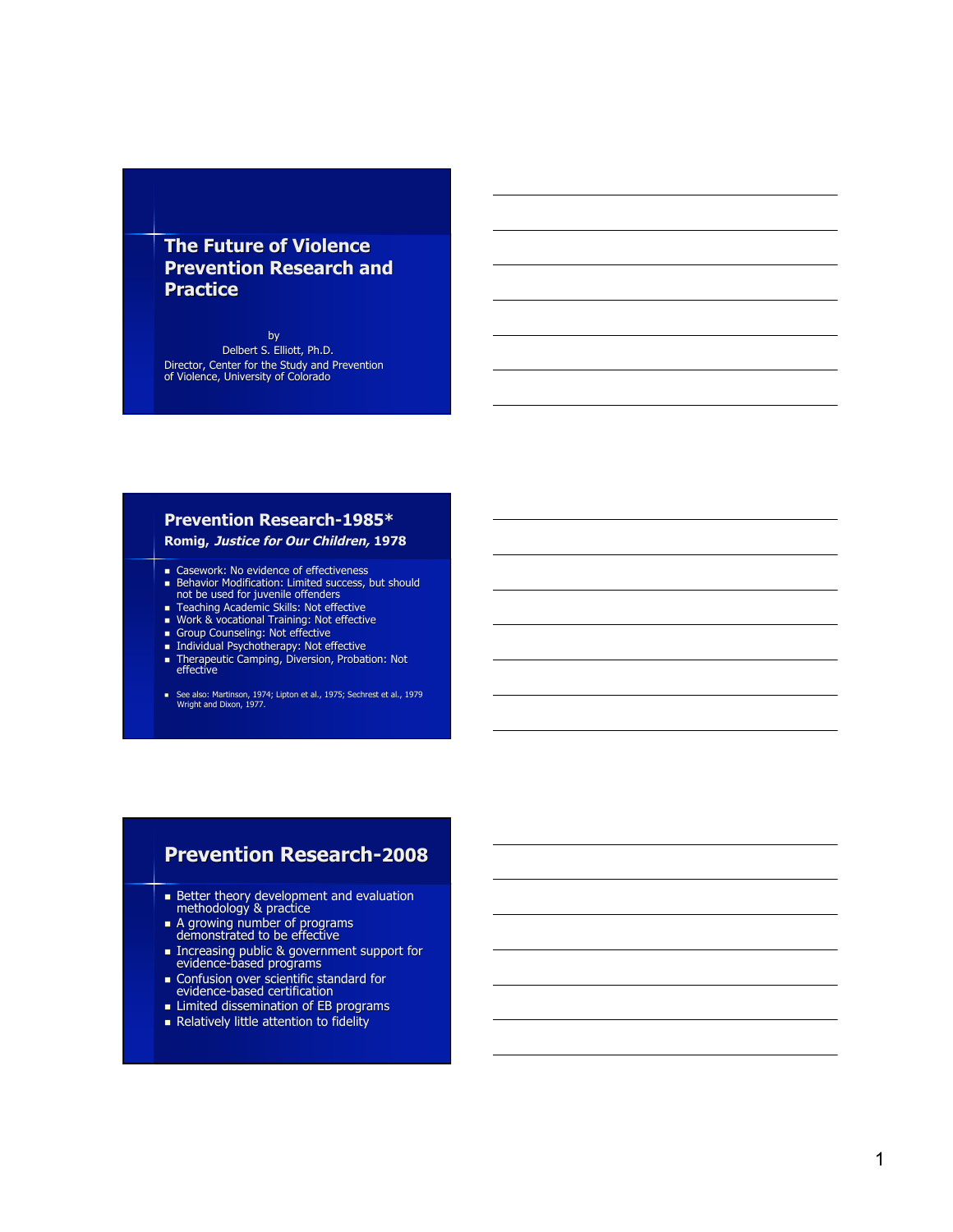# The Future of Violence Prevention Research and Practice

by
Delbert S. Elliott, Ph.D.
Director, Center for the Study and Prevention of Violence, University of Colorado

## Prevention Research-1985*

**Romig, *Justice for Our Children*, 1978**

- Casework: No evidence of effectiveness
- Behavior Modification: Limited success, but should not be used for juvenile offenders
- Teaching Academic Skills: Not effective
- Work & vocational Training: Not effective
- Group Counseling: Not effective
- Individual Psychotherapy: Not effective
- Therapeutic Camping, Diversion, Probation: Not effective

- See also: Martinson, 1974; Lipton et al., 1975; Sechrest et al., 1979 Wright and Dixon, 1977.

## Prevention Research-2008

- Better theory development and evaluation methodology & practice
- A growing number of programs demonstrated to be effective
- Increasing public & government support for evidence-based programs
- Confusion over scientific standard for evidence-based certification
- Limited dissemination of EB programs
- Relatively little attention to fidelity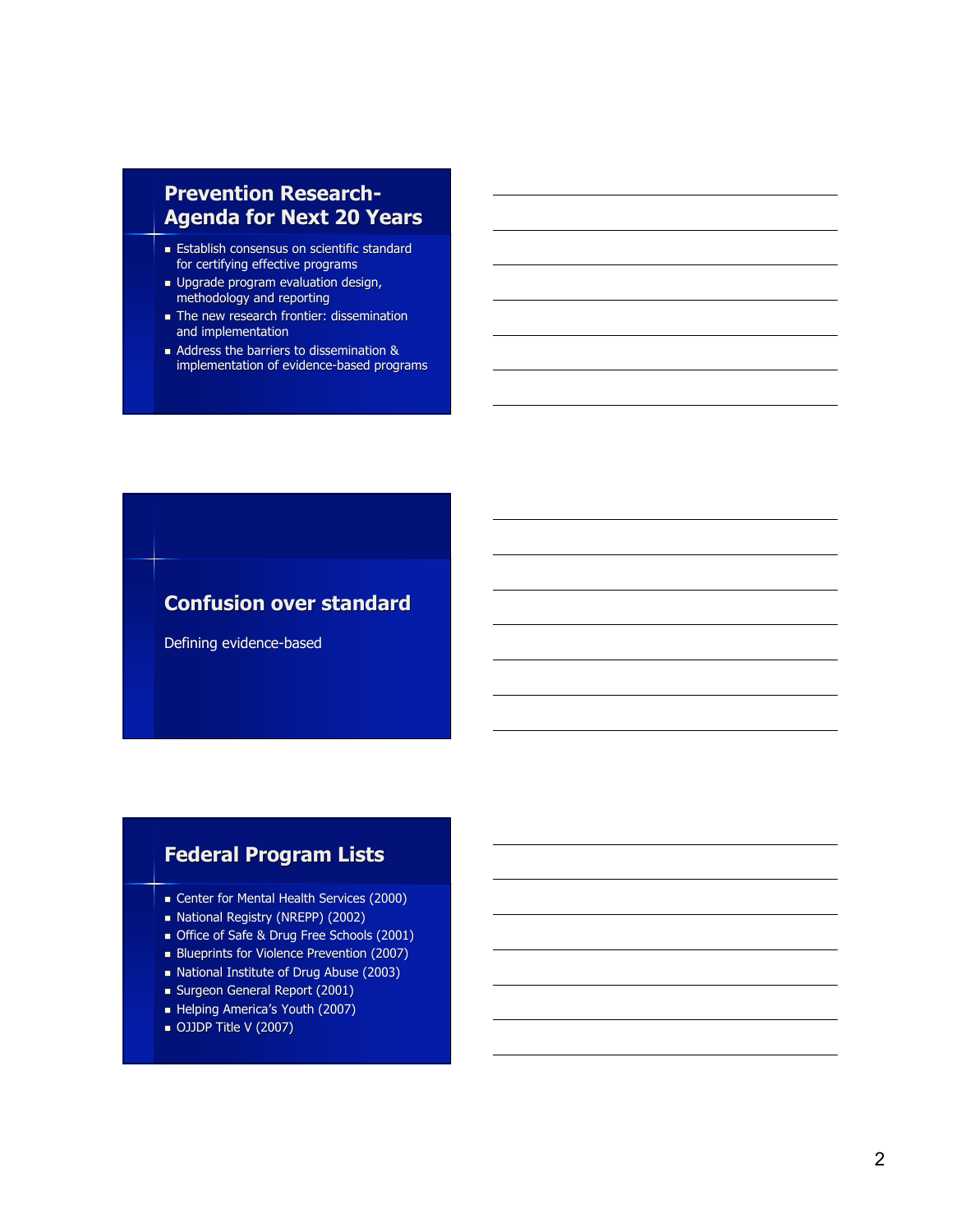## Prevention Research-Agenda for Next 20 Years

- Establish consensus on scientific standard for certifying effective programs
- Upgrade program evaluation design, methodology and reporting
- The new research frontier: dissemination and implementation
- Address the barriers to dissemination & implementation of evidence-based programs

## Confusion over standard

Defining evidence-based

## Federal Program Lists

- Center for Mental Health Services (2000)
- National Registry (NREPP) (2002)
- Office of Safe & Drug Free Schools (2001)
- Blueprints for Violence Prevention (2007)
- National Institute of Drug Abuse (2003)
- Surgeon General Report (2001)
- Helping America's Youth (2007)
- OJJDP Title V (2007)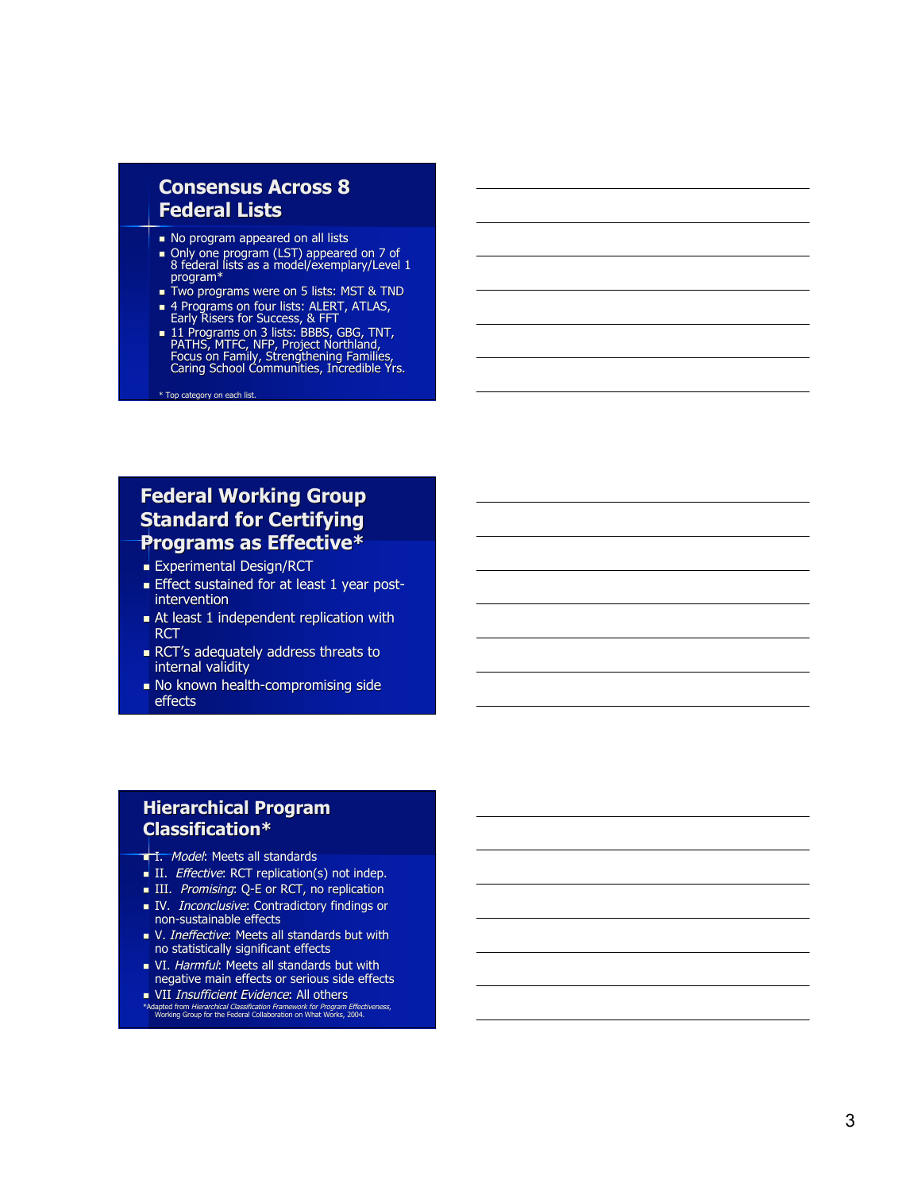## Consensus Across 8 Federal Lists

- No program appeared on all lists
- Only one program (LST) appeared on 7 of 8 federal lists as a model/exemplary/Level 1 program*
- Two programs were on 5 lists: MST & TND
- 4 Programs on four lists: ALERT, ATLAS, Early Risers for Success, & FFT
- 11 Programs on 3 lists: BBBS, GBG, TNT, PATHS, MTFC, NFP, Project Northland, Focus on Family, Strengthening Families, Caring School Communities, Incredible Yrs.

\* Top category on each list.

## Federal Working Group Standard for Certifying Programs as Effective*

- Experimental Design/RCT
- Effect sustained for at least 1 year post-intervention
- At least 1 independent replication with RCT
- RCT's adequately address threats to internal validity
- No known health-compromising side effects

## Hierarchical Program Classification*

- I. *Model*: Meets all standards
- II. *Effective*: RCT replication(s) not indep.
- III. *Promising*: Q-E or RCT, no replication
- IV. *Inconclusive*: Contradictory findings or non-sustainable effects
- V. *Ineffective*: Meets all standards but with no statistically significant effects
- VI. *Harmful*: Meets all standards but with negative main effects or serious side effects
- VII *Insufficient Evidence*: All others

*Adapted from *Hierarchical Classification Framework for Program Effectiveness*, Working Group for the Federal Collaboration on What Works, 2004.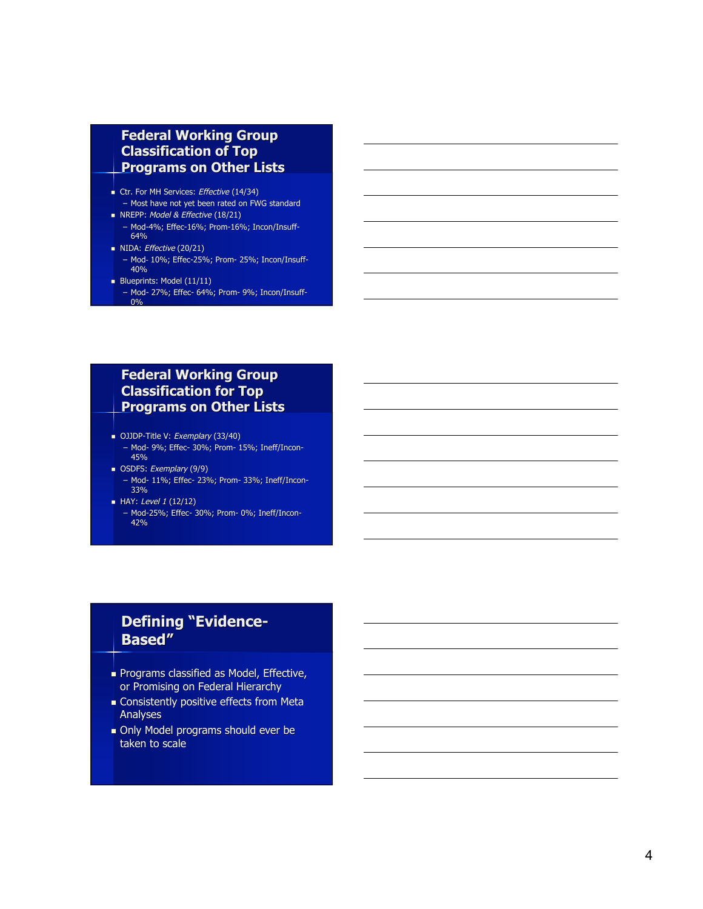## Federal Working Group Classification of Top Programs on Other Lists

- Ctr. For MH Services: *Effective* (14/34)
  - Most have not yet been rated on FWG standard
- NREPP: *Model & Effective* (18/21)
  - Mod-4%; Effec-16%; Prom-16%; Incon/Insuff-64%
- NIDA: *Effective* (20/21)
  - Mod- 10%; Effec-25%; Prom- 25%; Incon/Insuff-40%
- Blueprints: Model (11/11)
  - Mod- 27%; Effec- 64%; Prom- 9%; Incon/Insuff-0%

## Federal Working Group Classification for Top Programs on Other Lists

- OJJDP-Title V: *Exemplary* (33/40)
  - Mod- 9%; Effec- 30%; Prom- 15%; Ineff/Incon-45%
- OSDFS: *Exemplary* (9/9)
  - Mod- 11%; Effec- 23%; Prom- 33%; Ineff/Incon-33%
- HAY: *Level 1* (12/12)
  - Mod-25%; Effec- 30%; Prom- 0%; Ineff/Incon-42%

## Defining "Evidence-Based"

- Programs classified as Model, Effective, or Promising on Federal Hierarchy
- Consistently positive effects from Meta Analyses
- Only Model programs should ever be taken to scale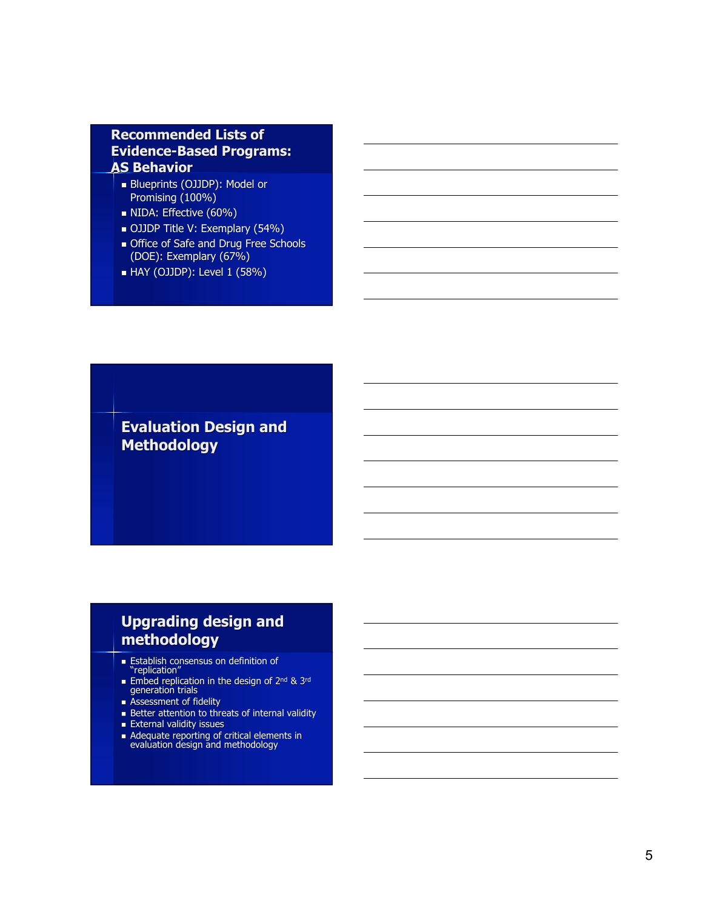## Recommended Lists of Evidence-Based Programs: AS Behavior

- Blueprints (OJJDP): Model or Promising (100%)
- NIDA: Effective (60%)
- OJJDP Title V: Exemplary (54%)
- Office of Safe and Drug Free Schools (DOE): Exemplary (67%)
- HAY (OJJDP): Level 1 (58%)

## Evaluation Design and Methodology

## Upgrading design and methodology

- Establish consensus on definition of "replication"
- Embed replication in the design of 2nd & 3rd generation trials
- Assessment of fidelity
- Better attention to threats of internal validity
- External validity issues
- Adequate reporting of critical elements in evaluation design and methodology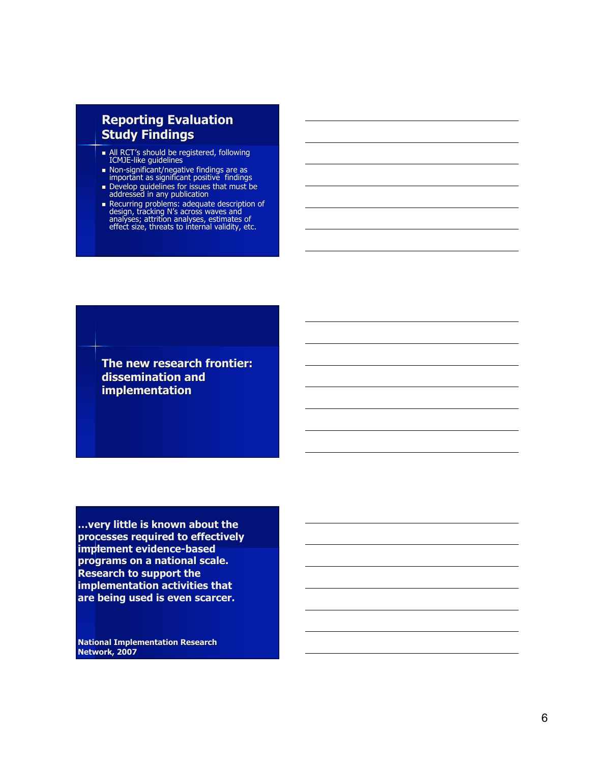## Reporting Evaluation Study Findings

- All RCT's should be registered, following ICMJE-like guidelines
- Non-significant/negative findings are as important as significant positive findings
- Develop guidelines for issues that must be addressed in any publication
- Recurring problems: adequate description of design, tracking N's across waves and analyses; attrition analyses, estimates of effect size, threats to internal validity, etc.

## The new research frontier: dissemination and implementation

**…very little is known about the processes required to effectively implement evidence-based programs on a national scale. Research to support the implementation activities that are being used is even scarcer.**

**National Implementation Research Network, 2007**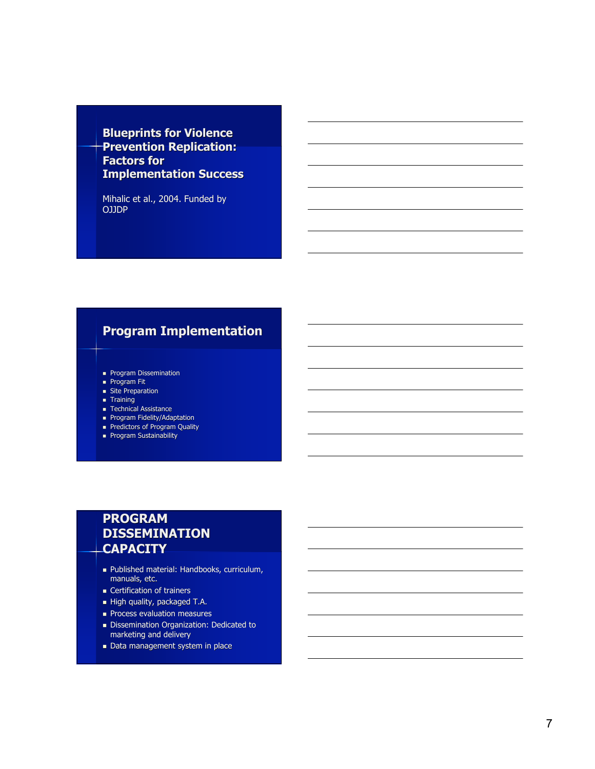## Blueprints for Violence Prevention Replication: Factors for Implementation Success

Mihalic et al., 2004. Funded by OJJDP

## Program Implementation

- Program Dissemination
- Program Fit
- Site Preparation
- Training
- Technical Assistance
- Program Fidelity/Adaptation
- Predictors of Program Quality
- Program Sustainability

## PROGRAM DISSEMINATION CAPACITY

- Published material: Handbooks, curriculum, manuals, etc.
- Certification of trainers
- High quality, packaged T.A.
- Process evaluation measures
- Dissemination Organization: Dedicated to marketing and delivery
- Data management system in place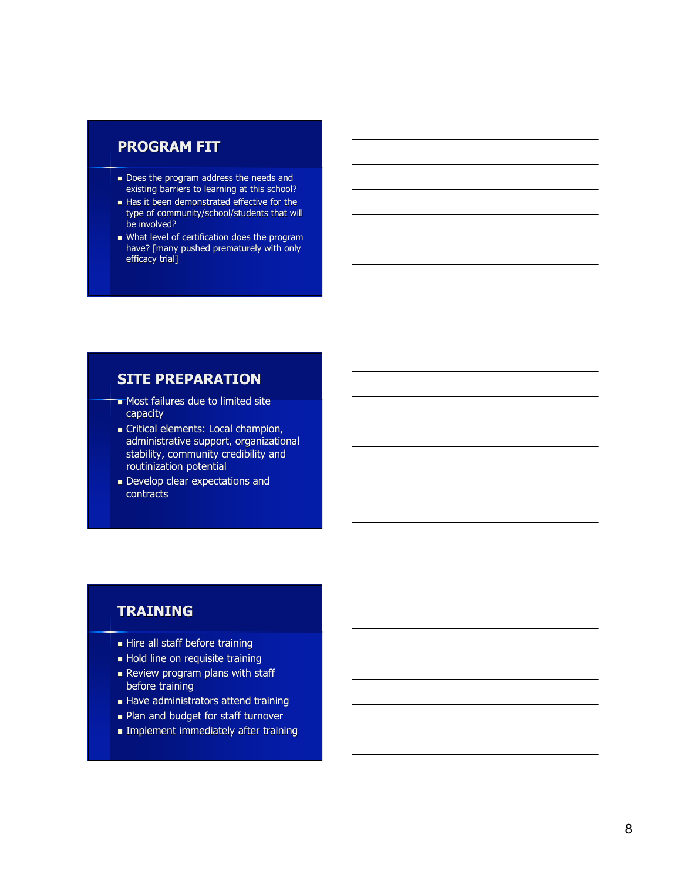## PROGRAM FIT

- Does the program address the needs and existing barriers to learning at this school?
- Has it been demonstrated effective for the type of community/school/students that will be involved?
- What level of certification does the program have? [many pushed prematurely with only efficacy trial]

## SITE PREPARATION

- Most failures due to limited site capacity
- Critical elements: Local champion, administrative support, organizational stability, community credibility and routinization potential
- Develop clear expectations and contracts

## TRAINING

- Hire all staff before training
- Hold line on requisite training
- Review program plans with staff before training
- Have administrators attend training
- Plan and budget for staff turnover
- Implement immediately after training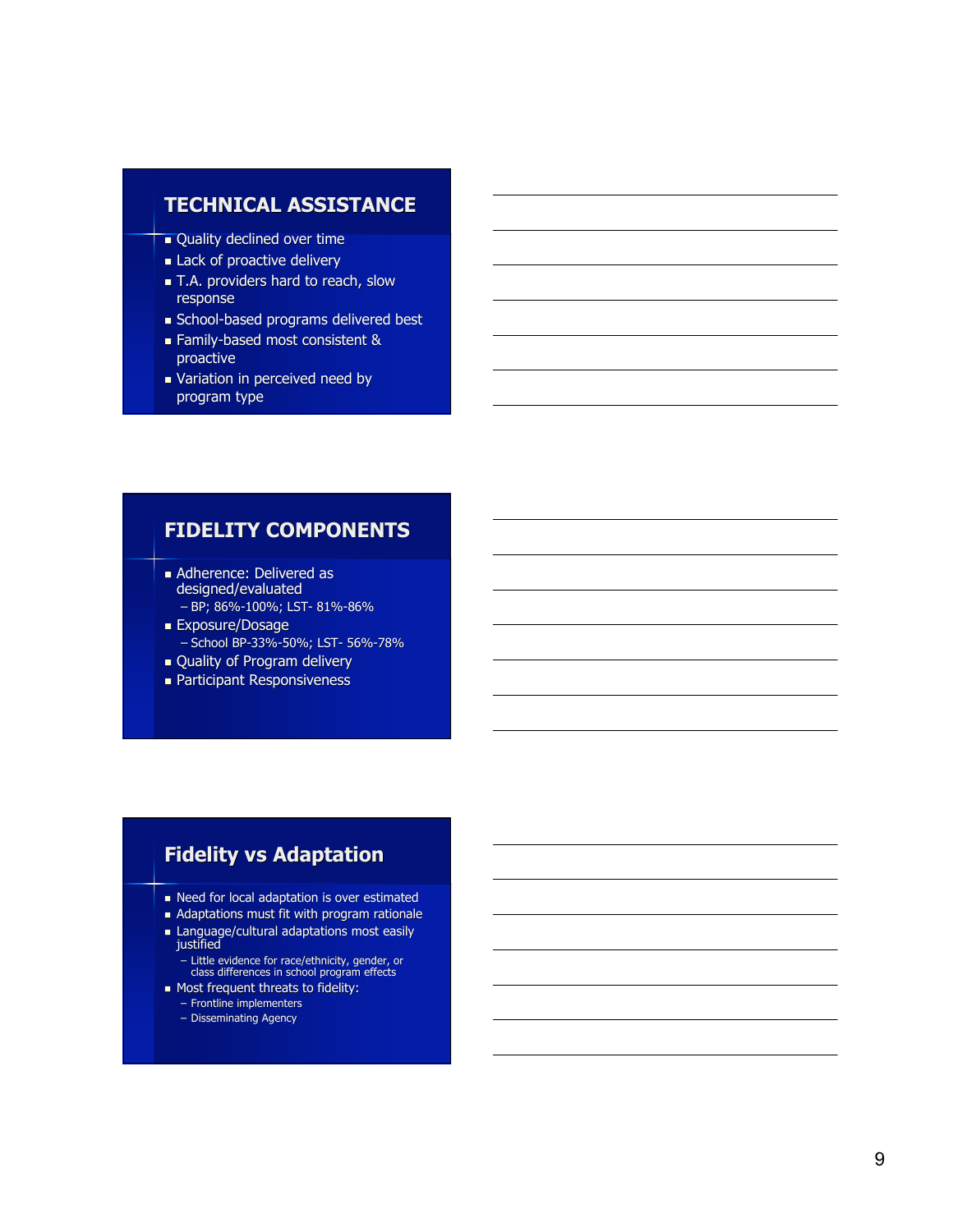## TECHNICAL ASSISTANCE

- Quality declined over time
- Lack of proactive delivery
- T.A. providers hard to reach, slow response
- School-based programs delivered best
- Family-based most consistent & proactive
- Variation in perceived need by program type

## FIDELITY COMPONENTS

- Adherence: Delivered as designed/evaluated
  - BP; 86%-100%; LST- 81%-86%
- Exposure/Dosage
  - School BP-33%-50%; LST- 56%-78%
- Quality of Program delivery
- Participant Responsiveness

## Fidelity vs Adaptation

- Need for local adaptation is over estimated
- Adaptations must fit with program rationale
- Language/cultural adaptations most easily justified
  - Little evidence for race/ethnicity, gender, or class differences in school program effects
- Most frequent threats to fidelity:
  - Frontline implementers
  - Disseminating Agency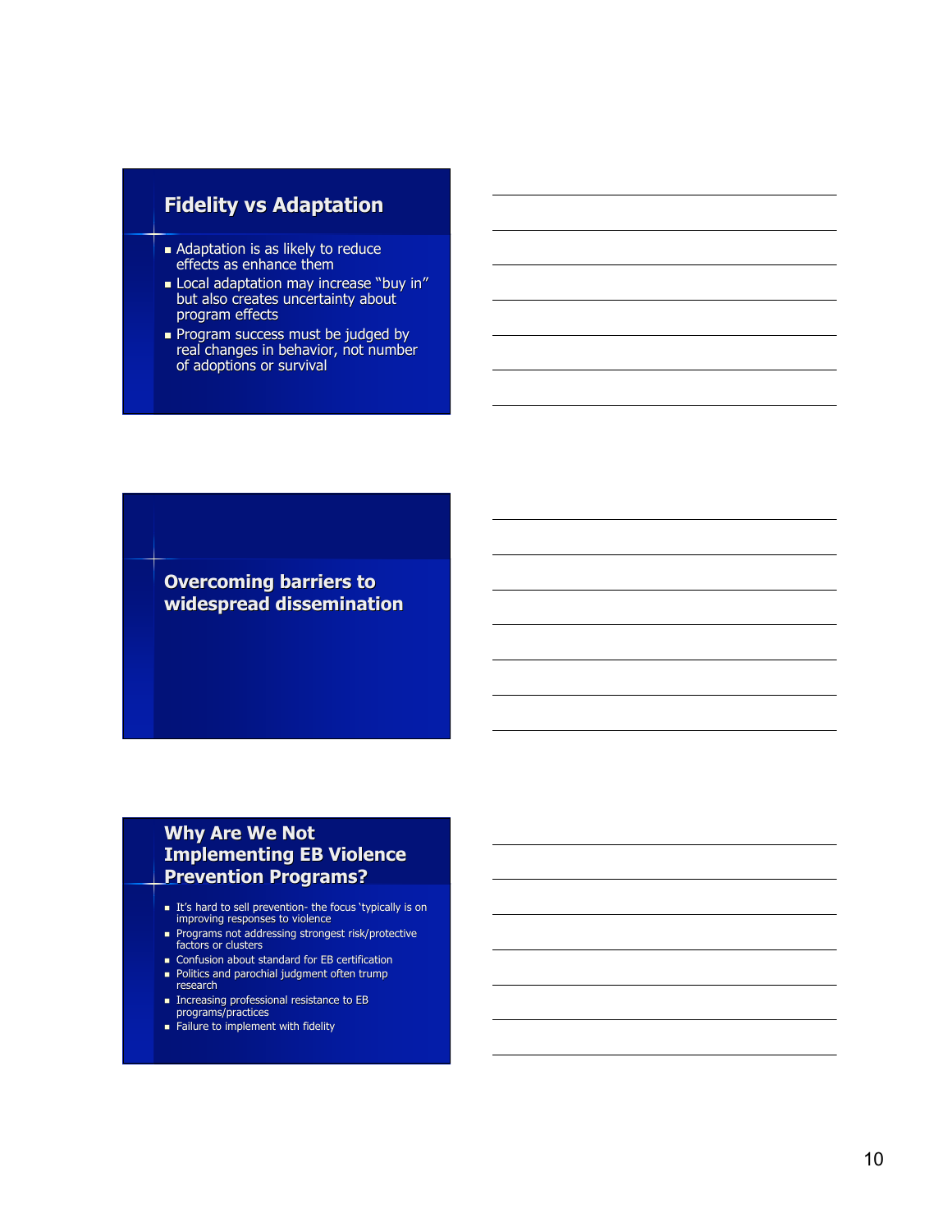## Fidelity vs Adaptation

- Adaptation is as likely to reduce effects as enhance them
- Local adaptation may increase "buy in" but also creates uncertainty about program effects
- Program success must be judged by real changes in behavior, not number of adoptions or survival

## Overcoming barriers to widespread dissemination

## Why Are We Not Implementing EB Violence Prevention Programs?

- It's hard to sell prevention- the focus 'typically is on improving responses to violence
- Programs not addressing strongest risk/protective factors or clusters
- Confusion about standard for EB certification
- Politics and parochial judgment often trump research
- Increasing professional resistance to EB programs/practices
- Failure to implement with fidelity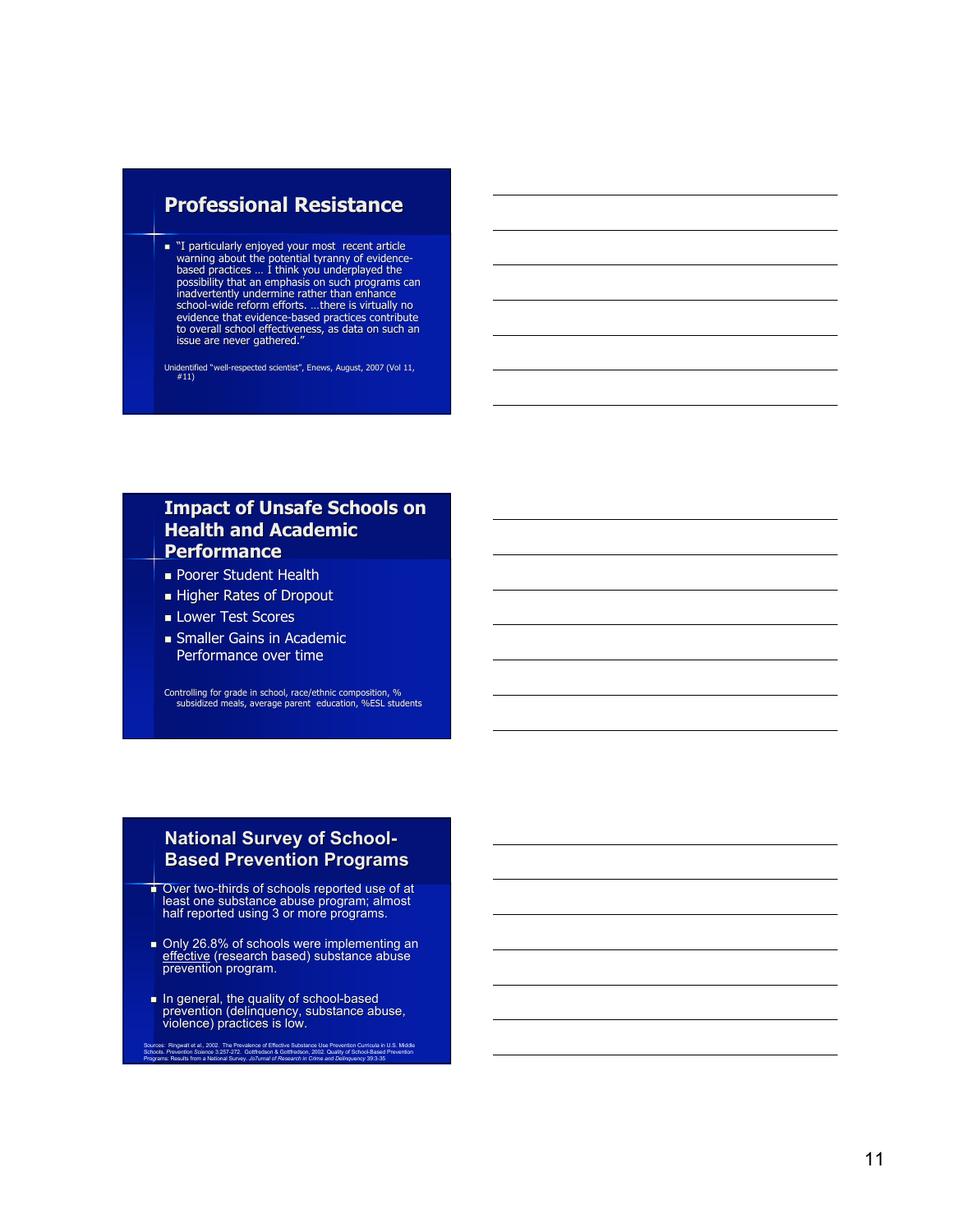## Professional Resistance

- "I particularly enjoyed your most recent article warning about the potential tyranny of evidence-based practices … I think you underplayed the possibility that an emphasis on such programs can inadvertently undermine rather than enhance school-wide reform efforts. …there is virtually no evidence that evidence-based practices contribute to overall school effectiveness, as data on such an issue are never gathered."

Unidentified "well-respected scientist", Enews, August, 2007 (Vol 11, #11)

## Impact of Unsafe Schools on Health and Academic Performance

- Poorer Student Health
- Higher Rates of Dropout
- Lower Test Scores
- Smaller Gains in Academic Performance over time

Controlling for grade in school, race/ethnic composition, % subsidized meals, average parent education, %ESL students

## National Survey of School-Based Prevention Programs

- Over two-thirds of schools reported use of at least one substance abuse program; almost half reported using 3 or more programs.
- Only 26.8% of schools were implementing an effective (research based) substance abuse prevention program.
- In general, the quality of school-based prevention (delinquency, substance abuse, violence) practices is low.

Sources: Ringwalt et al., 2002. The Prevalence of Effective Substance Use Prevention Curricula in U.S. Middle Schools. *Prevention Science* 3:257-272. Gottfredson & Gottfredson, 2002. Quality of School-Based Prevention Programs: Results from a National Survey. *JoTurnal of Research in Crime and Delinquency* 39:3-35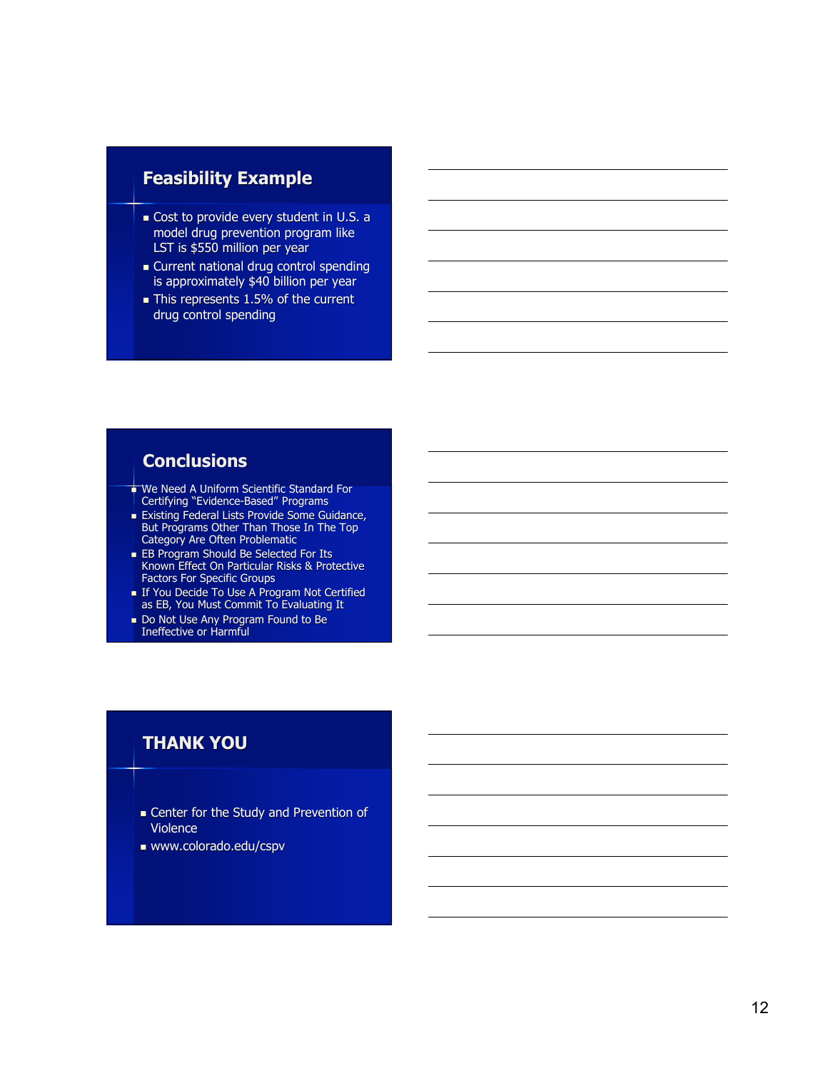## Feasibility Example

- Cost to provide every student in U.S. a model drug prevention program like LST is $550 million per year
- Current national drug control spending is approximately $40 billion per year
- This represents 1.5% of the current drug control spending

## Conclusions

- We Need A Uniform Scientific Standard For Certifying "Evidence-Based" Programs
- Existing Federal Lists Provide Some Guidance, But Programs Other Than Those In The Top Category Are Often Problematic
- EB Program Should Be Selected For Its Known Effect On Particular Risks & Protective Factors For Specific Groups
- If You Decide To Use A Program Not Certified as EB, You Must Commit To Evaluating It
- Do Not Use Any Program Found to Be Ineffective or Harmful

## THANK YOU

- Center for the Study and Prevention of Violence
- www.colorado.edu/cspv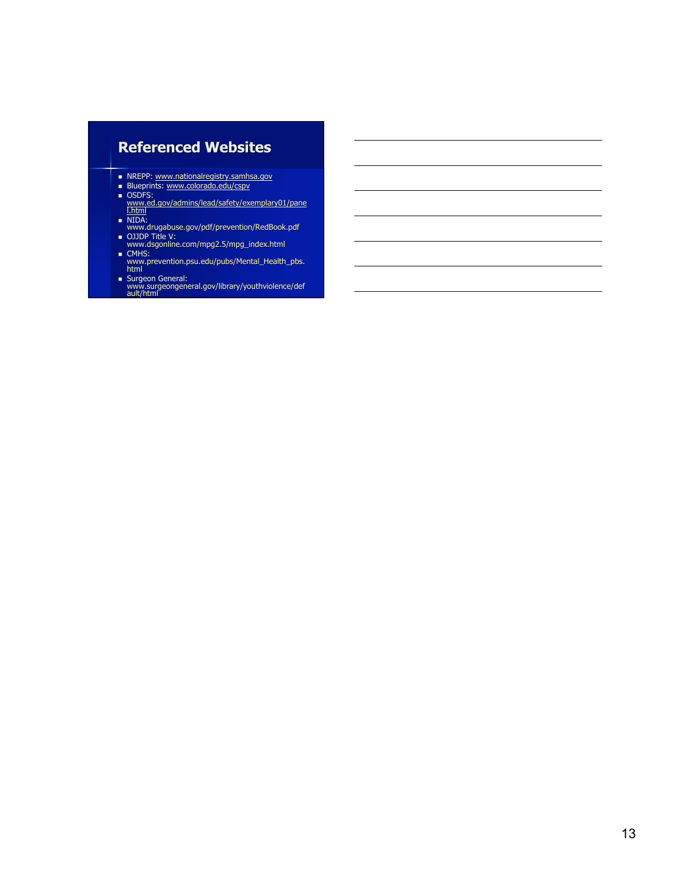# Referenced Websites

- NREPP: www.nationalregistry.samhsa.gov
- Blueprints: www.colorado.edu/cspv
- OSDFS: www.ed.gov/admins/lead/safety/exemplary01/panel.html
- NIDA: www.drugabuse.gov/pdf/prevention/RedBook.pdf
- OJJDP Title V: www.dsgonline.com/mpg2.5/mpg_index.html
- CMHS: www.prevention.psu.edu/pubs/Mental_Health_pbs.html
- Surgeon General: www.surgeongeneral.gov/library/youthviolence/default/html